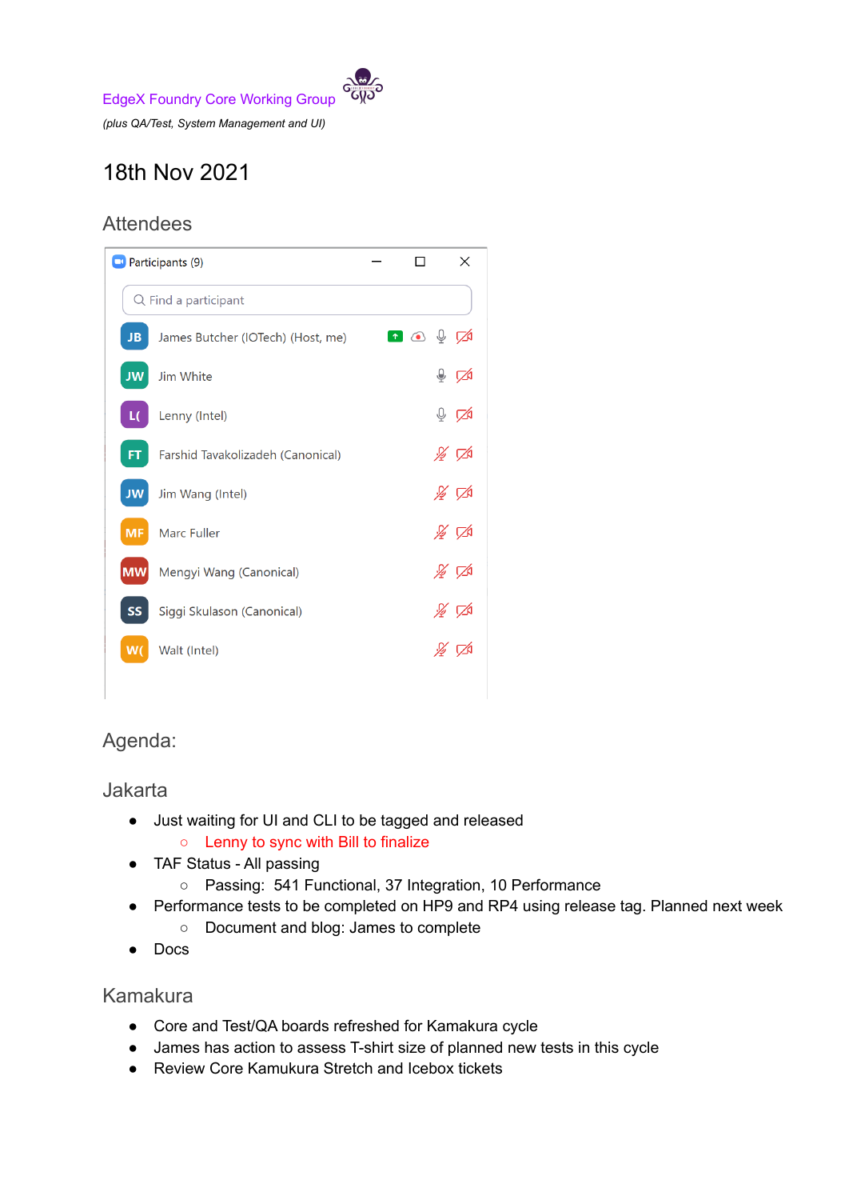EdgeX Foundry Core Working Group

*(plus QA/Test, System Management and UI)*

# 18th Nov 2021

## Attendees

Participants (9)

- James Butcher (IOTech) (Host, me)
- Jim White
- Lenny (Intel)
- Farshid Tavakolizadeh (Canonical)
- Jim Wang (Intel)
- Marc Fuller
- Mengyi Wang (Canonical)
- Siggi Skulason (Canonical)
- Walt (Intel)

## Agenda:

## Jakarta

- Just waiting for UI and CLI to be tagged and released
  - Lenny to sync with Bill to finalize
- TAF Status - All passing
  - Passing: 541 Functional, 37 Integration, 10 Performance
- Performance tests to be completed on HP9 and RP4 using release tag. Planned next week
  - Document and blog: James to complete
- Docs

## Kamakura

- Core and Test/QA boards refreshed for Kamakura cycle
- James has action to assess T-shirt size of planned new tests in this cycle
- Review Core Kamukura Stretch and Icebox tickets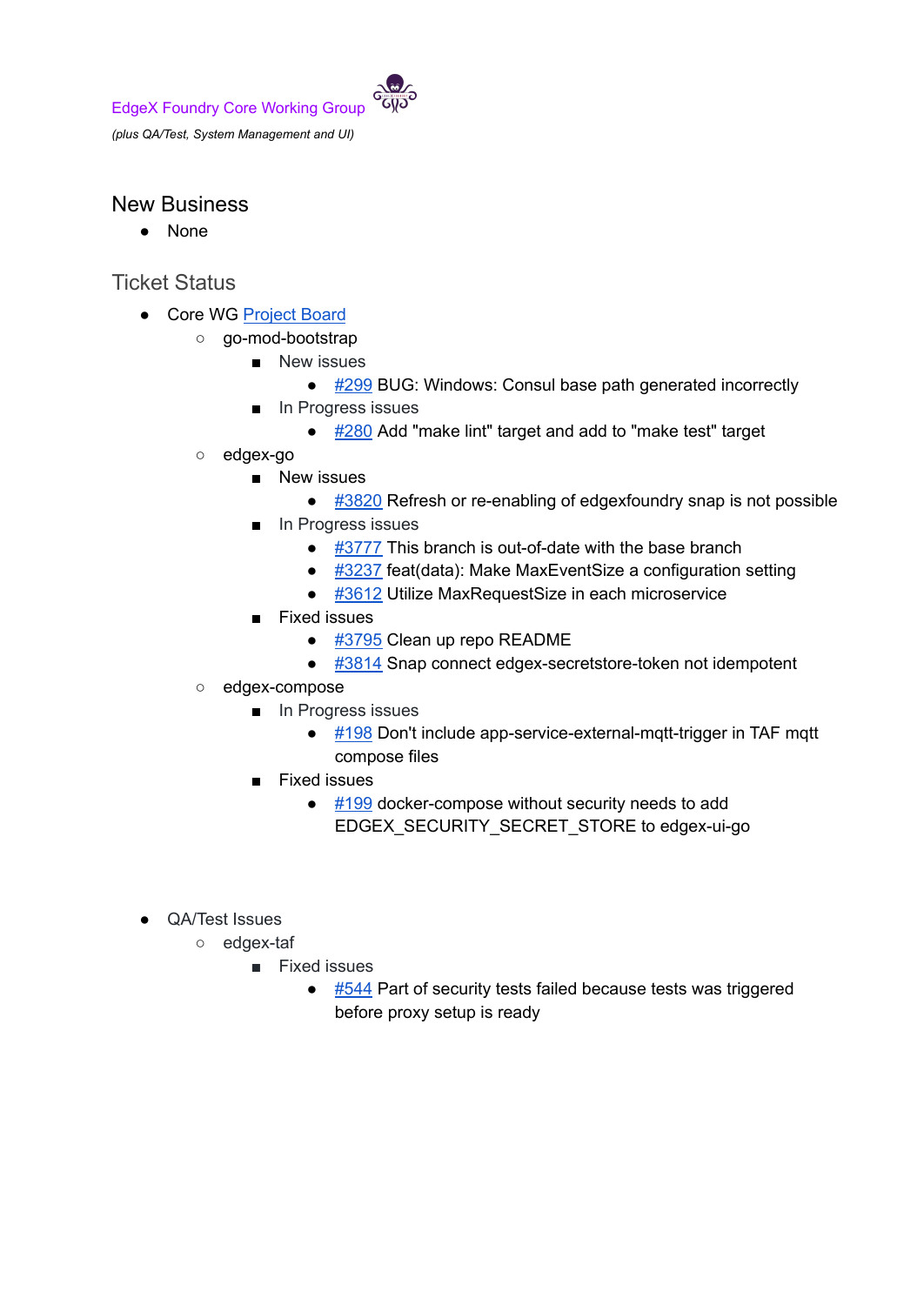EdgeX Foundry Core Working Group

*(plus QA/Test, System Management and UI)*

## New Business

- None

## Ticket Status

- Core WG Project Board
  - go-mod-bootstrap
    - New issues
      - #299 BUG: Windows: Consul base path generated incorrectly
    - In Progress issues
      - #280 Add "make lint" target and add to "make test" target
  - edgex-go
    - New issues
      - #3820 Refresh or re-enabling of edgexfoundry snap is not possible
    - In Progress issues
      - #3777 This branch is out-of-date with the base branch
      - #3237 feat(data): Make MaxEventSize a configuration setting
      - #3612 Utilize MaxRequestSize in each microservice
    - Fixed issues
      - #3795 Clean up repo README
      - #3814 Snap connect edgex-secretstore-token not idempotent
  - edgex-compose
    - In Progress issues
      - #198 Don't include app-service-external-mqtt-trigger in TAF mqtt compose files
    - Fixed issues
      - #199 docker-compose without security needs to add EDGEX_SECURITY_SECRET_STORE to edgex-ui-go

- QA/Test Issues
  - edgex-taf
    - Fixed issues
      - #544 Part of security tests failed because tests was triggered before proxy setup is ready